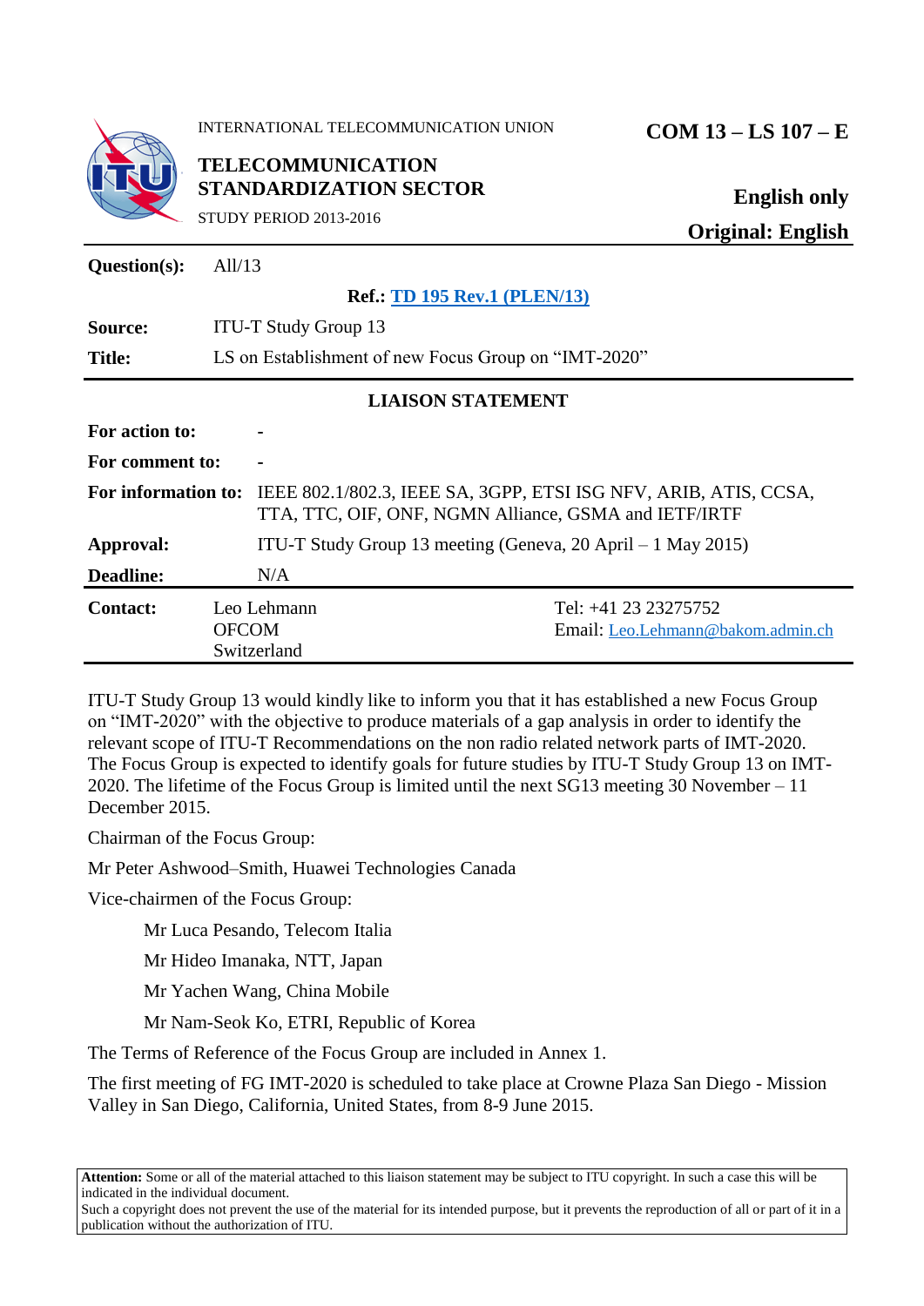INTERNATIONAL TELECOMMUNICATION UNION

**TELECOMMUNICATION STANDARDIZATION SECTOR**

STUDY PERIOD 2013-2016

**COM 13 – LS 107 – E**

**English only**

**Original: English**

| | |
|---|---|
| **Question(s):** | All/13 |
| | **Ref.:** [TD 195 Rev.1 (PLEN/13)] |
| **Source:** | ITU-T Study Group 13 |
| **Title:** | LS on Establishment of new Focus Group on "IMT-2020" |

**LIAISON STATEMENT**

| | |
|---|---|
| **For action to:** | - |
| **For comment to:** | - |
| **For information to:** | IEEE 802.1/802.3, IEEE SA, 3GPP, ETSI ISG NFV, ARIB, ATIS, CCSA, TTA, TTC, OIF, ONF, NGMN Alliance, GSMA and IETF/IRTF |
| **Approval:** | ITU-T Study Group 13 meeting (Geneva, 20 April – 1 May 2015) |
| **Deadline:** | N/A |

| | | |
|---|---|---|
| **Contact:** | Leo Lehmann<br>OFCOM<br>Switzerland | Tel: +41 23 23275752<br>Email: Leo.Lehmann@bakom.admin.ch |

ITU-T Study Group 13 would kindly like to inform you that it has established a new Focus Group on "IMT-2020" with the objective to produce materials of a gap analysis in order to identify the relevant scope of ITU-T Recommendations on the non radio related network parts of IMT-2020. The Focus Group is expected to identify goals for future studies by ITU-T Study Group 13 on IMT-2020. The lifetime of the Focus Group is limited until the next SG13 meeting 30 November – 11 December 2015.

Chairman of the Focus Group:

Mr Peter Ashwood–Smith, Huawei Technologies Canada

Vice-chairmen of the Focus Group:

Mr Luca Pesando, Telecom Italia

Mr Hideo Imanaka, NTT, Japan

Mr Yachen Wang, China Mobile

Mr Nam-Seok Ko, ETRI, Republic of Korea

The Terms of Reference of the Focus Group are included in Annex 1.

The first meeting of FG IMT-2020 is scheduled to take place at Crowne Plaza San Diego - Mission Valley in San Diego, California, United States, from 8-9 June 2015.

**Attention:** Some or all of the material attached to this liaison statement may be subject to ITU copyright. In such a case this will be indicated in the individual document.
Such a copyright does not prevent the use of the material for its intended purpose, but it prevents the reproduction of all or part of it in a publication without the authorization of ITU.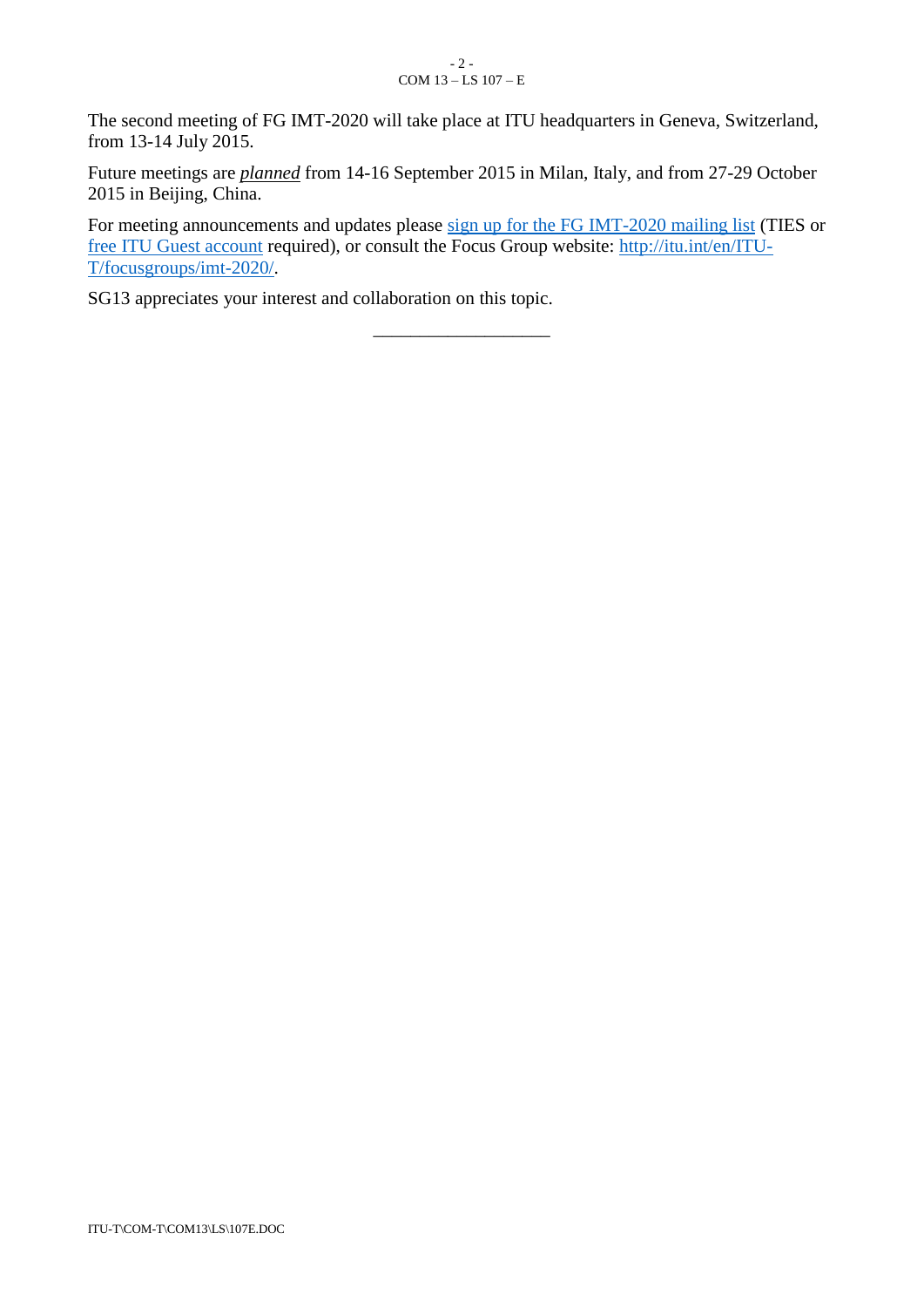The second meeting of FG IMT-2020 will take place at ITU headquarters in Geneva, Switzerland, from 13-14 July 2015.

Future meetings are ***planned*** from 14-16 September 2015 in Milan, Italy, and from 27-29 October 2015 in Beijing, China.

For meeting announcements and updates please sign up for the FG IMT-2020 mailing list (TIES or free ITU Guest account required), or consult the Focus Group website: http://itu.int/en/ITU-T/focusgroups/imt-2020/.

SG13 appreciates your interest and collaboration on this topic.

___________________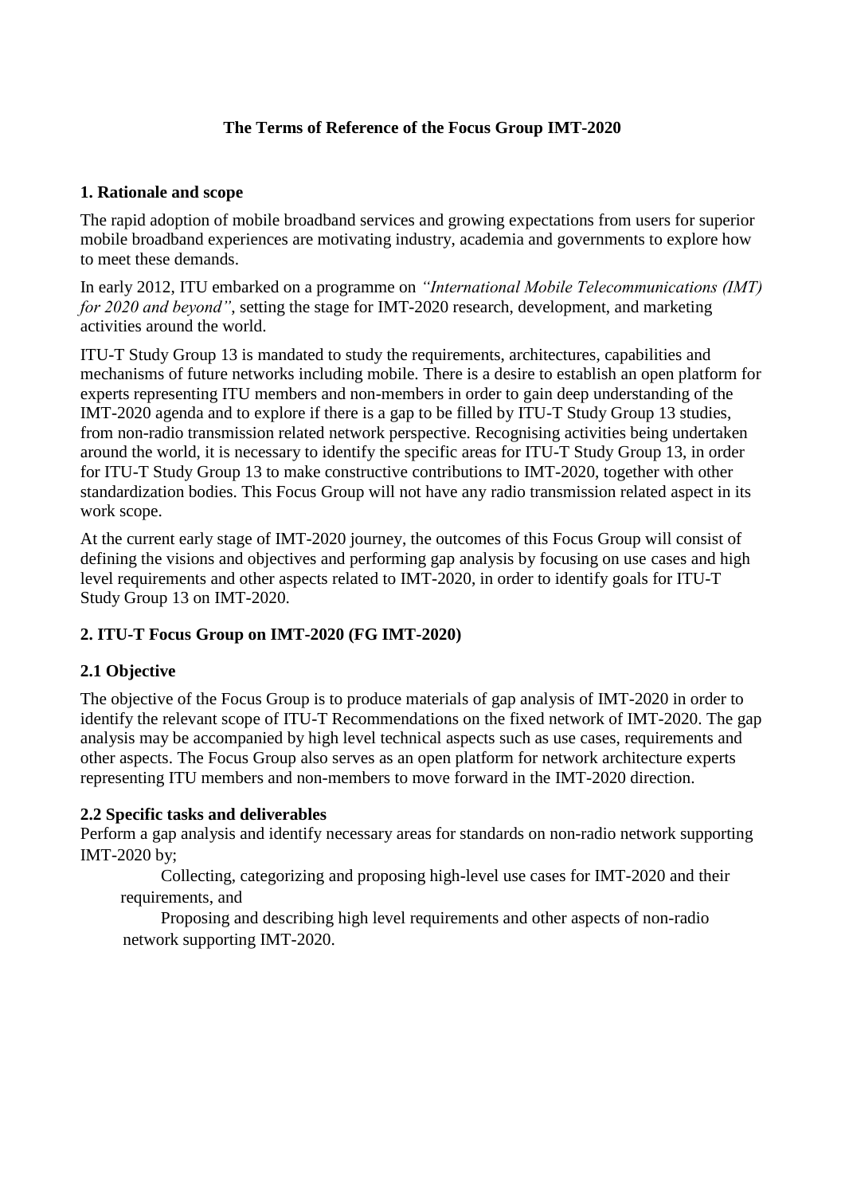**The Terms of Reference of the Focus Group IMT-2020**

## 1. Rationale and scope

The rapid adoption of mobile broadband services and growing expectations from users for superior mobile broadband experiences are motivating industry, academia and governments to explore how to meet these demands.

In early 2012, ITU embarked on a programme on *"International Mobile Telecommunications (IMT) for 2020 and beyond"*, setting the stage for IMT-2020 research, development, and marketing activities around the world.

ITU-T Study Group 13 is mandated to study the requirements, architectures, capabilities and mechanisms of future networks including mobile. There is a desire to establish an open platform for experts representing ITU members and non-members in order to gain deep understanding of the IMT-2020 agenda and to explore if there is a gap to be filled by ITU-T Study Group 13 studies, from non-radio transmission related network perspective. Recognising activities being undertaken around the world, it is necessary to identify the specific areas for ITU-T Study Group 13, in order for ITU-T Study Group 13 to make constructive contributions to IMT-2020, together with other standardization bodies. This Focus Group will not have any radio transmission related aspect in its work scope.

At the current early stage of IMT-2020 journey, the outcomes of this Focus Group will consist of defining the visions and objectives and performing gap analysis by focusing on use cases and high level requirements and other aspects related to IMT-2020, in order to identify goals for ITU-T Study Group 13 on IMT-2020.

## 2. ITU-T Focus Group on IMT-2020 (FG IMT-2020)

### 2.1 Objective

The objective of the Focus Group is to produce materials of gap analysis of IMT-2020 in order to identify the relevant scope of ITU-T Recommendations on the fixed network of IMT-2020. The gap analysis may be accompanied by high level technical aspects such as use cases, requirements and other aspects. The Focus Group also serves as an open platform for network architecture experts representing ITU members and non-members to move forward in the IMT-2020 direction.

### 2.2 Specific tasks and deliverables

Perform a gap analysis and identify necessary areas for standards on non-radio network supporting IMT-2020 by;

- Collecting, categorizing and proposing high-level use cases for IMT-2020 and their requirements, and
- Proposing and describing high level requirements and other aspects of non-radio network supporting IMT-2020.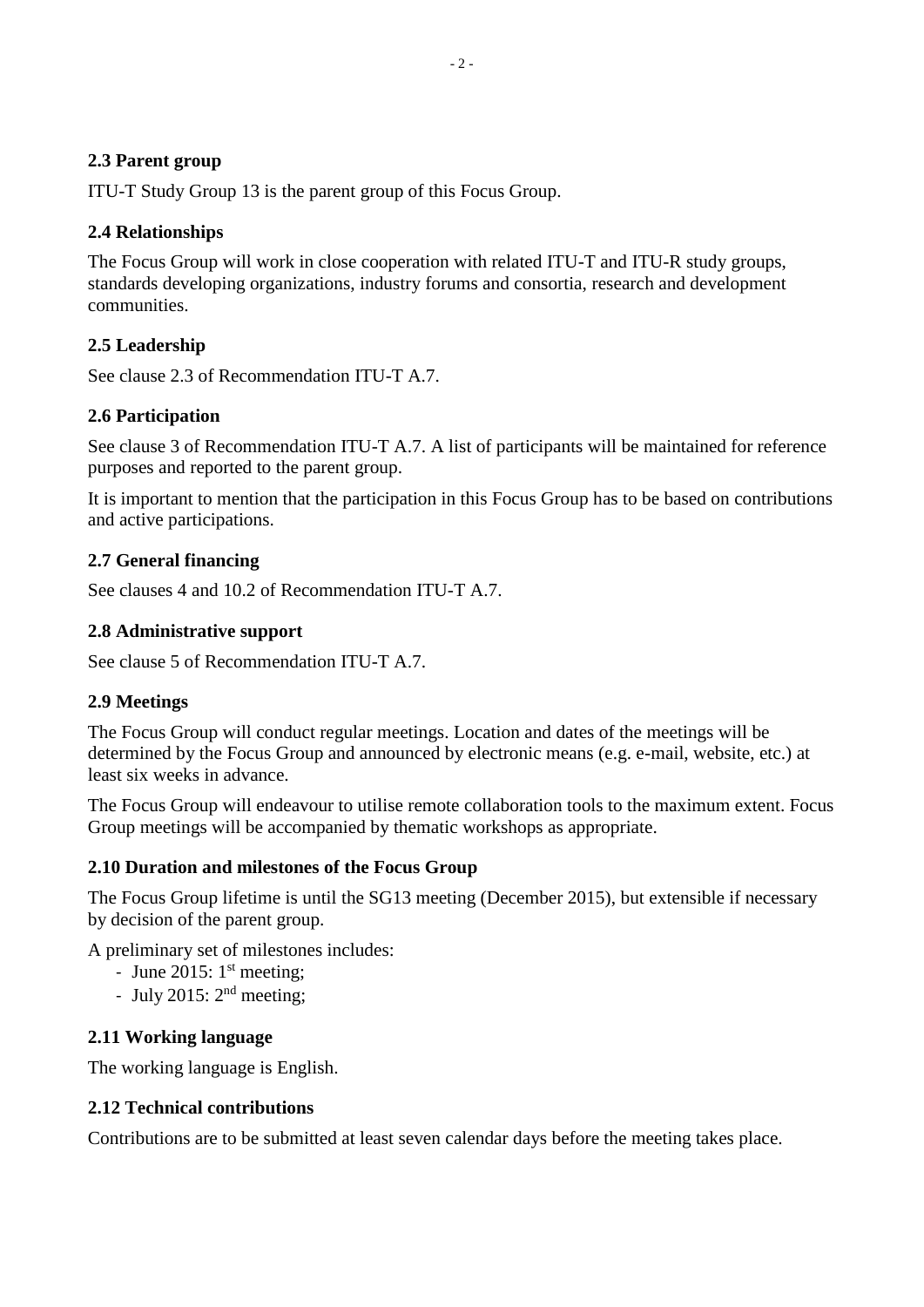### 2.3 Parent group

ITU-T Study Group 13 is the parent group of this Focus Group.

### 2.4 Relationships

The Focus Group will work in close cooperation with related ITU-T and ITU-R study groups, standards developing organizations, industry forums and consortia, research and development communities.

### 2.5 Leadership

See clause 2.3 of Recommendation ITU-T A.7.

### 2.6 Participation

See clause 3 of Recommendation ITU-T A.7. A list of participants will be maintained for reference purposes and reported to the parent group.

It is important to mention that the participation in this Focus Group has to be based on contributions and active participations.

### 2.7 General financing

See clauses 4 and 10.2 of Recommendation ITU-T A.7.

### 2.8 Administrative support

See clause 5 of Recommendation ITU-T A.7.

### 2.9 Meetings

The Focus Group will conduct regular meetings. Location and dates of the meetings will be determined by the Focus Group and announced by electronic means (e.g. e-mail, website, etc.) at least six weeks in advance.

The Focus Group will endeavour to utilise remote collaboration tools to the maximum extent. Focus Group meetings will be accompanied by thematic workshops as appropriate.

### 2.10 Duration and milestones of the Focus Group

The Focus Group lifetime is until the SG13 meeting (December 2015), but extensible if necessary by decision of the parent group.

A preliminary set of milestones includes:

- June 2015: 1st meeting;
- July 2015: 2nd meeting;

### 2.11 Working language

The working language is English.

### 2.12 Technical contributions

Contributions are to be submitted at least seven calendar days before the meeting takes place.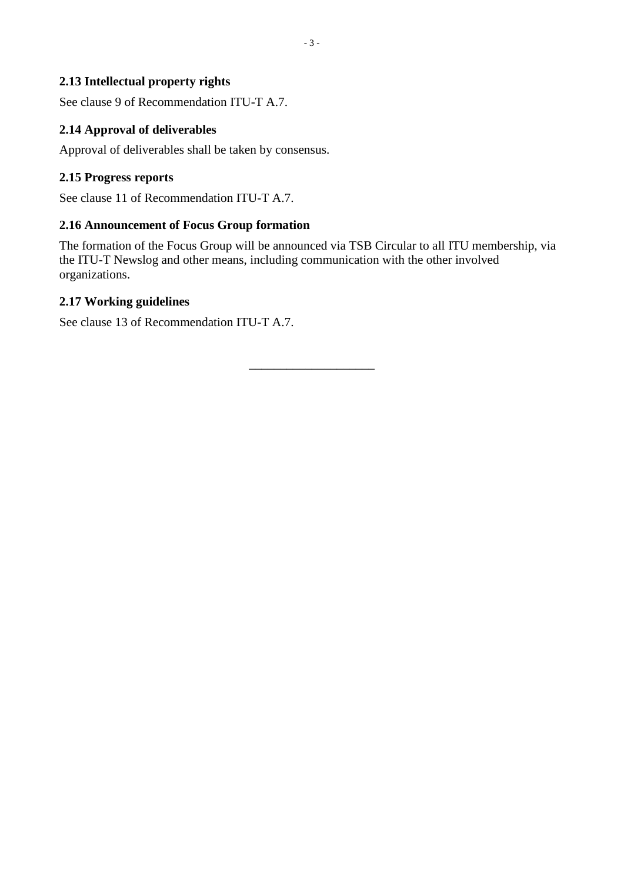### 2.13 Intellectual property rights

See clause 9 of Recommendation ITU-T A.7.

### 2.14 Approval of deliverables

Approval of deliverables shall be taken by consensus.

### 2.15 Progress reports

See clause 11 of Recommendation ITU-T A.7.

### 2.16 Announcement of Focus Group formation

The formation of the Focus Group will be announced via TSB Circular to all ITU membership, via the ITU-T Newslog and other means, including communication with the other involved organizations.

### 2.17 Working guidelines

See clause 13 of Recommendation ITU-T A.7.

____________________